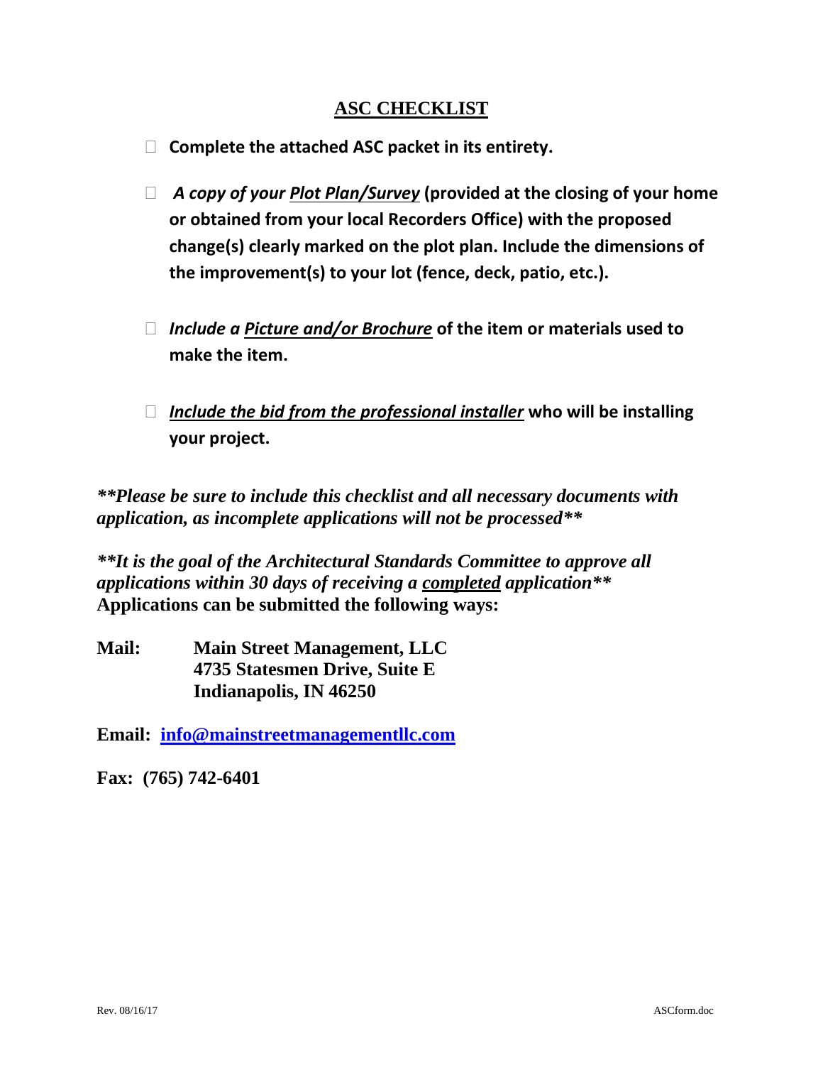# ASC CHECKLIST

- ☐ **Complete the attached ASC packet in its entirety.**
- ☐ ***A copy of your Plot Plan/Survey* (provided at the closing of your home or obtained from your local Recorders Office) with the proposed change(s) clearly marked on the plot plan. Include the dimensions of the improvement(s) to your lot (fence, deck, patio, etc.).**
- ☐ ***Include a Picture and/or Brochure* of the item or materials used to make the item.**
- ☐ ***Include the bid from the professional installer* who will be installing your project.**

***\*\*Please be sure to include this checklist and all necessary documents with application, as incomplete applications will not be processed\*\****

***\*\*It is the goal of the Architectural Standards Committee to approve all applications within 30 days of receiving a completed application\*\****

**Applications can be submitted the following ways:**

**Mail:** **Main Street Management, LLC**
**4735 Statesmen Drive, Suite E**
**Indianapolis, IN 46250**

**Email:** **info@mainstreetmanagementllc.com**

**Fax: (765) 742-6401**

Rev. 08/16/17 ASCform.doc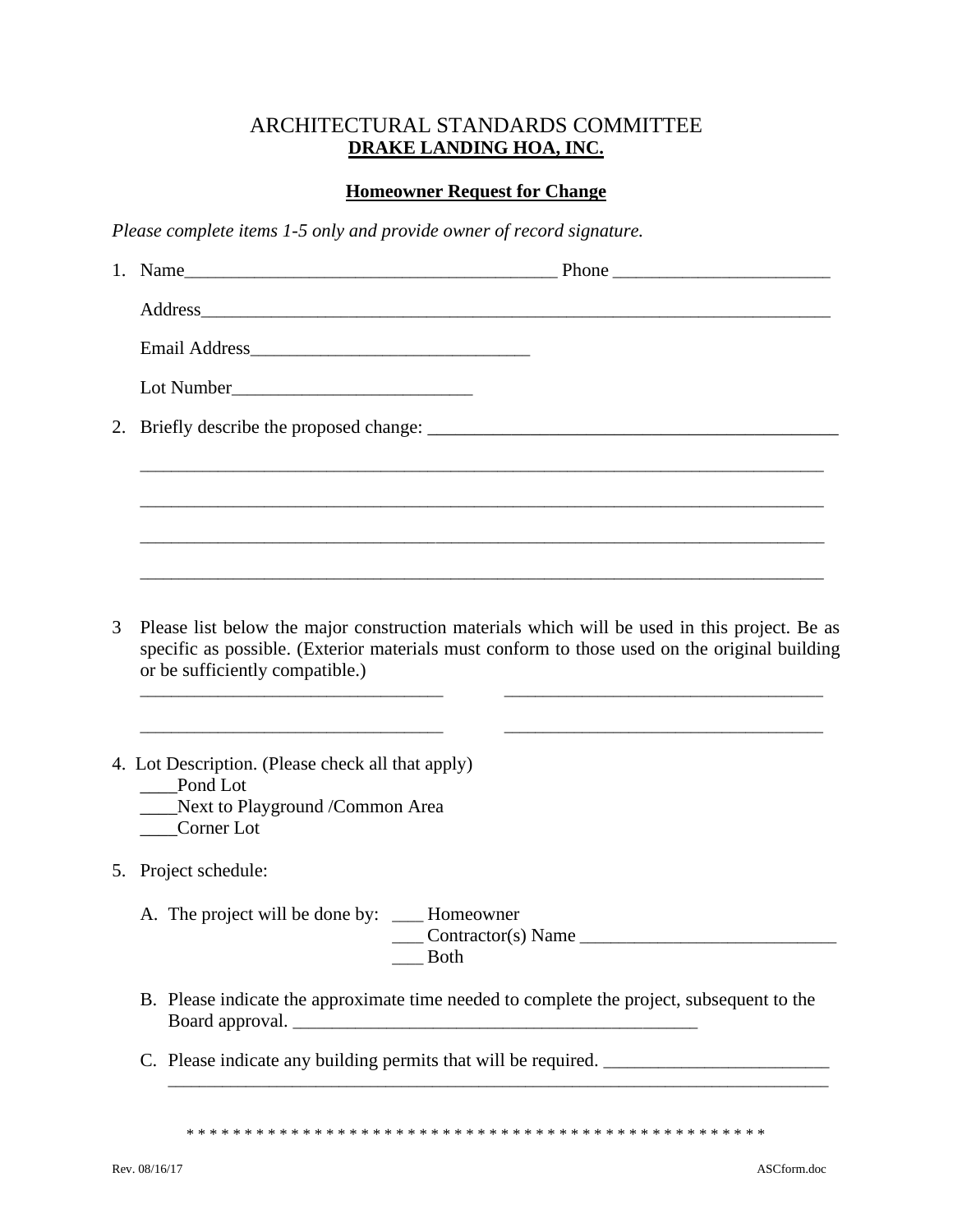# ARCHITECTURAL STANDARDS COMMITTEE
**DRAKE LANDING HOA, INC.**

**Homeowner Request for Change**

*Please complete items 1-5 only and provide owner of record signature.*

1. Name________________________________________ Phone _______________________

   Address______________________________________________________________________

   Email Address______________________________

   Lot Number__________________________

2. Briefly describe the proposed change: ____________________________________________

   ___________________________________________________________________________

   ___________________________________________________________________________

   ___________________________________________________________________________

   ___________________________________________________________________________

3 Please list below the major construction materials which will be used in this project. Be as specific as possible. (Exterior materials must conform to those used on the original building or be sufficiently compatible.)

   _________________________________   ___________________________________

   _________________________________   ___________________________________

4. Lot Description. (Please check all that apply)
   ____Pond Lot
   ____Next to Playground /Common Area
   ____Corner Lot

5. Project schedule:

   A. The project will be done by: ___ Homeowner
      ___ Contractor(s) Name ___________________________
      ___ Both

   B. Please indicate the approximate time needed to complete the project, subsequent to the Board approval. ____________________________________________

   C. Please indicate any building permits that will be required. ________________________
      ________________________________________________________________________

* * * * * * * * * * * * * * * * * * * * * * * * * * * * * * * * * * * * * * * * * * * * * * * * * * *

Rev. 08/16/17 ASCform.doc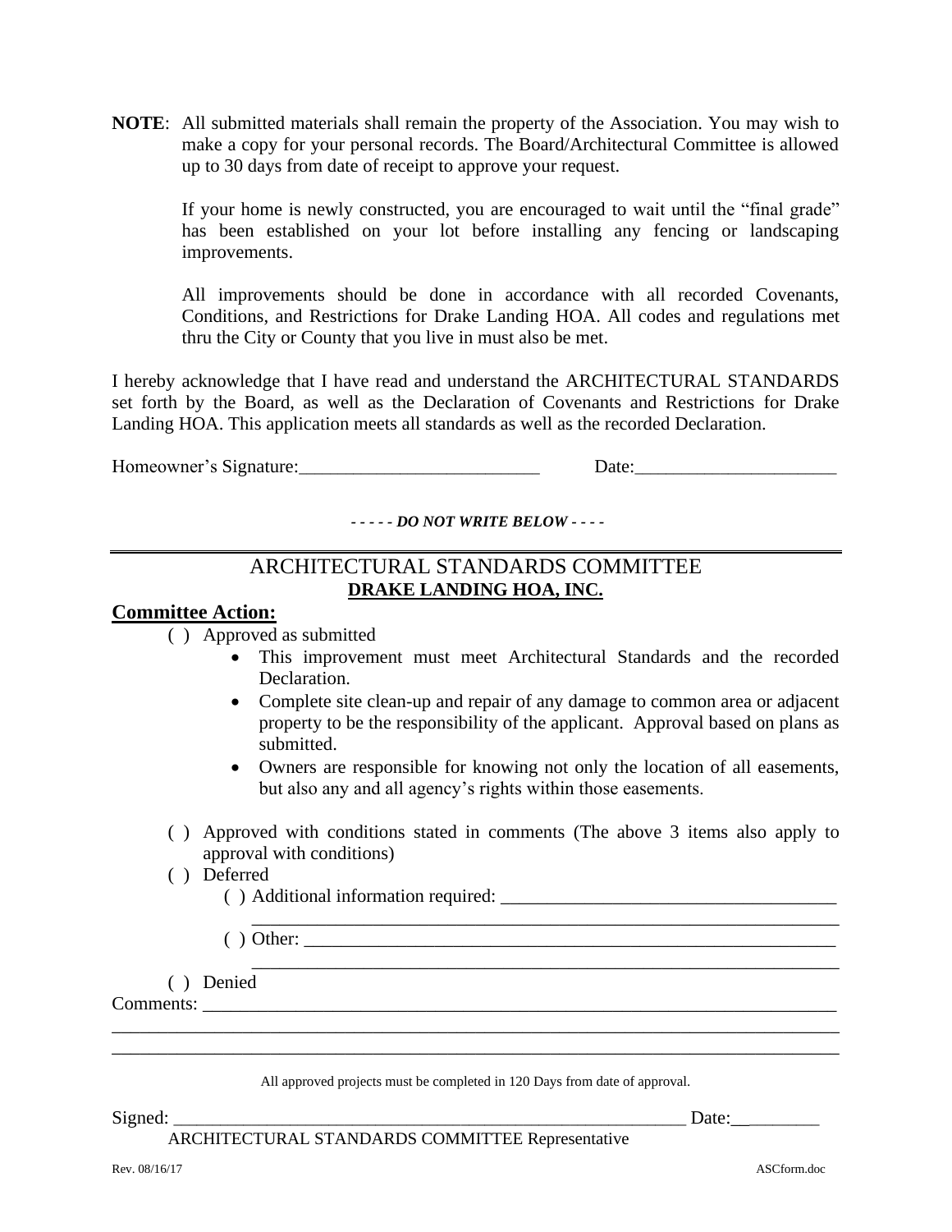**NOTE**: All submitted materials shall remain the property of the Association. You may wish to make a copy for your personal records. The Board/Architectural Committee is allowed up to 30 days from date of receipt to approve your request.

If your home is newly constructed, you are encouraged to wait until the "final grade" has been established on your lot before installing any fencing or landscaping improvements.

All improvements should be done in accordance with all recorded Covenants, Conditions, and Restrictions for Drake Landing HOA. All codes and regulations met thru the City or County that you live in must also be met.

I hereby acknowledge that I have read and understand the ARCHITECTURAL STANDARDS set forth by the Board, as well as the Declaration of Covenants and Restrictions for Drake Landing HOA. This application meets all standards as well as the recorded Declaration.

Homeowner's Signature:___________________________ Date:______________________

***- - - - - DO NOT WRITE BELOW - - - -***

---

## ARCHITECTURAL STANDARDS COMMITTEE

**DRAKE LANDING HOA, INC.**

**Committee Action:**

( ) Approved as submitted

- This improvement must meet Architectural Standards and the recorded Declaration.
- Complete site clean-up and repair of any damage to common area or adjacent property to be the responsibility of the applicant. Approval based on plans as submitted.
- Owners are responsible for knowing not only the location of all easements, but also any and all agency's rights within those easements.

( ) Approved with conditions stated in comments (The above 3 items also apply to approval with conditions)

( ) Deferred

( ) Additional information required: ____________________________________
_________________________________________________________________

( ) Other: _____________________________________________________________
_________________________________________________________________

( ) Denied

Comments: ______________________________________________________________________
_______________________________________________________________________________
_______________________________________________________________________________

All approved projects must be completed in 120 Days from date of approval.

Signed: ___________________________________________________________ Date:__________

ARCHITECTURAL STANDARDS COMMITTEE Representative

Rev. 08/16/17 ASCform.doc